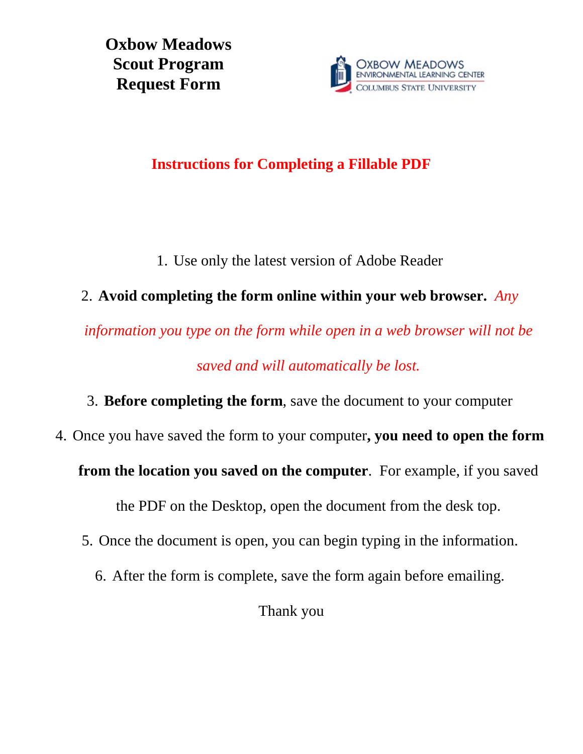# Oxbow Meadows Scout Program Request Form

## Instructions for Completing a Fillable PDF

1. Use only the latest version of Adobe Reader
2. **Avoid completing the form online within your web browser.** *Any information you type on the form while open in a web browser will not be saved and will automatically be lost.*
3. **Before completing the form**, save the document to your computer
4. Once you have saved the form to your computer**, you need to open the form from the location you saved on the computer**. For example, if you saved the PDF on the Desktop, open the document from the desk top.
5. Once the document is open, you can begin typing in the information.
6. After the form is complete, save the form again before emailing.

Thank you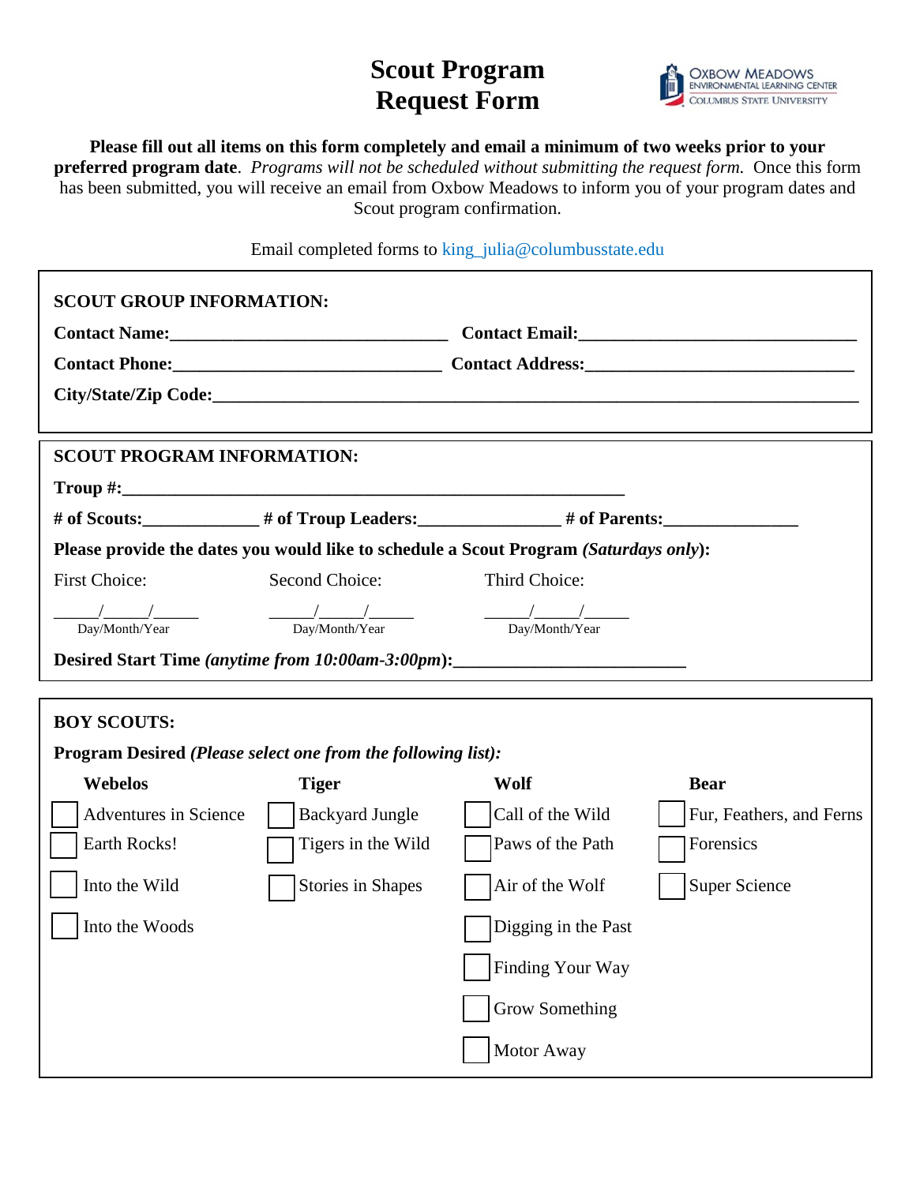# Scout Program Request Form

**Please fill out all items on this form completely and email a minimum of two weeks prior to your preferred program date**. *Programs will not be scheduled without submitting the request form.* Once this form has been submitted, you will receive an email from Oxbow Meadows to inform you of your program dates and Scout program confirmation.

Email completed forms to king_julia@columbusstate.edu

**SCOUT GROUP INFORMATION:**

**Contact Name:**_______________________________ **Contact Email:**_______________________________

**Contact Phone:**______________________________ **Contact Address:**_____________________________

**City/State/Zip Code:**___________________________________________________________________________

**SCOUT PROGRAM INFORMATION:**

**Troup #:**_______________________________________________________

**# of Scouts:**_____________ **# of Troup Leaders:**________________ **# of Parents:**_______________

**Please provide the dates you would like to schedule a Scout Program *(Saturdays only)*:**

| First Choice: | Second Choice: | Third Choice: |
|---|---|---|
| _____/_____/_____ | _____/_____/_____ | _____/_____/_____ |
| Day/Month/Year | Day/Month/Year | Day/Month/Year |

**Desired Start Time *(anytime from 10:00am-3:00pm)*:**__________________________

**BOY SCOUTS:**

**Program Desired *(Please select one from the following list):***

| Webelos | Tiger | Wolf | Bear |
|---|---|---|---|
| ☐ Adventures in Science | ☐ Backyard Jungle | ☐ Call of the Wild | ☐ Fur, Feathers, and Ferns |
| ☐ Earth Rocks! | ☐ Tigers in the Wild | ☐ Paws of the Path | ☐ Forensics |
| ☐ Into the Wild | ☐ Stories in Shapes | ☐ Air of the Wolf | ☐ Super Science |
| ☐ Into the Woods | | ☐ Digging in the Past | |
| | | ☐ Finding Your Way | |
| | | ☐ Grow Something | |
| | | ☐ Motor Away | |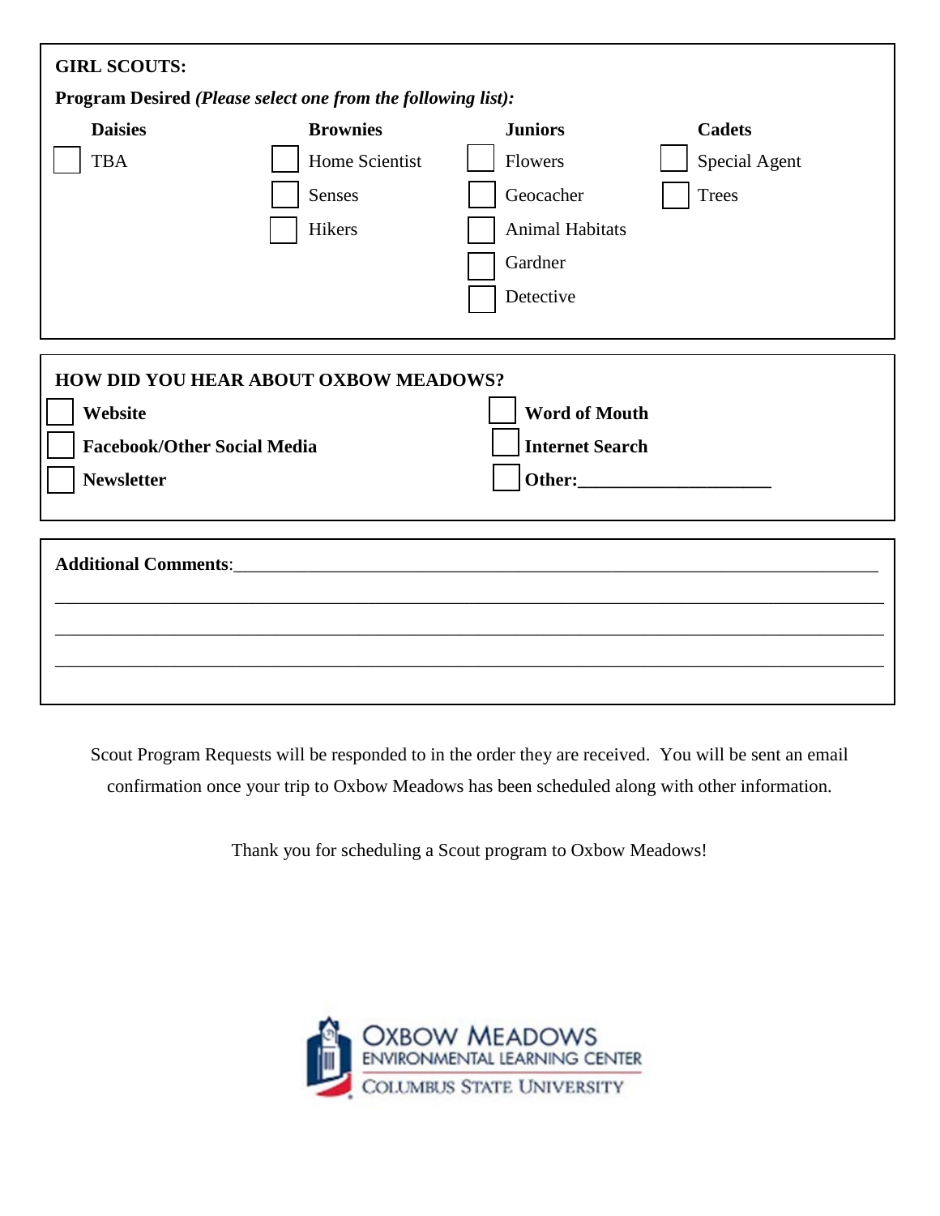**GIRL SCOUTS:**

**Program Desired** ***(Please select one from the following list):***

| **Daisies** | **Brownies** | **Juniors** | **Cadets** |
|---|---|---|---|
| ☐ TBA | ☐ Home Scientist | ☐ Flowers | ☐ Special Agent |
| | ☐ Senses | ☐ Geocacher | ☐ Trees |
| | ☐ Hikers | ☐ Animal Habitats | |
| | | ☐ Gardner | |
| | | ☐ Detective | |

**HOW DID YOU HEAR ABOUT OXBOW MEADOWS?**

- ☐ **Website**
- ☐ **Facebook/Other Social Media**
- ☐ **Newsletter**
- ☐ **Word of Mouth**
- ☐ **Internet Search**
- ☐ **Other:**____________________

**Additional Comments**:______________________________________________________________

___________________________________________________________________________

___________________________________________________________________________

___________________________________________________________________________

Scout Program Requests will be responded to in the order they are received. You will be sent an email confirmation once your trip to Oxbow Meadows has been scheduled along with other information.

Thank you for scheduling a Scout program to Oxbow Meadows!

OXBOW MEADOWS
ENVIRONMENTAL LEARNING CENTER
COLUMBUS STATE UNIVERSITY